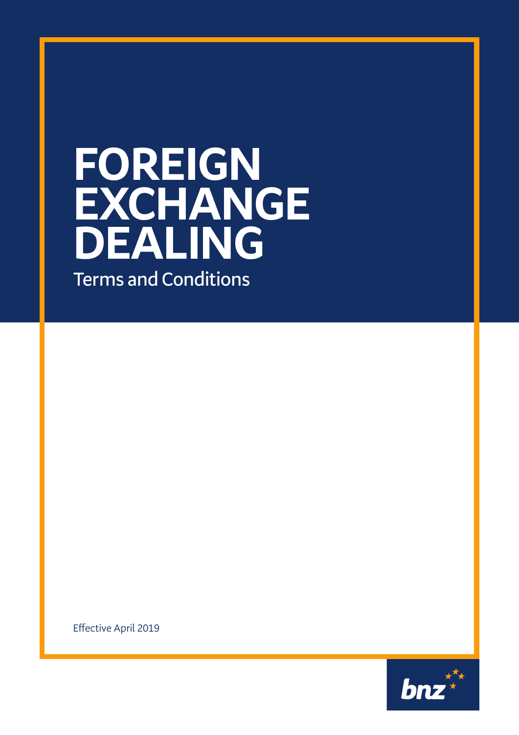# FOREIGN EXCHANGE DEALING

Terms and Conditions

Effective April 2019

bnz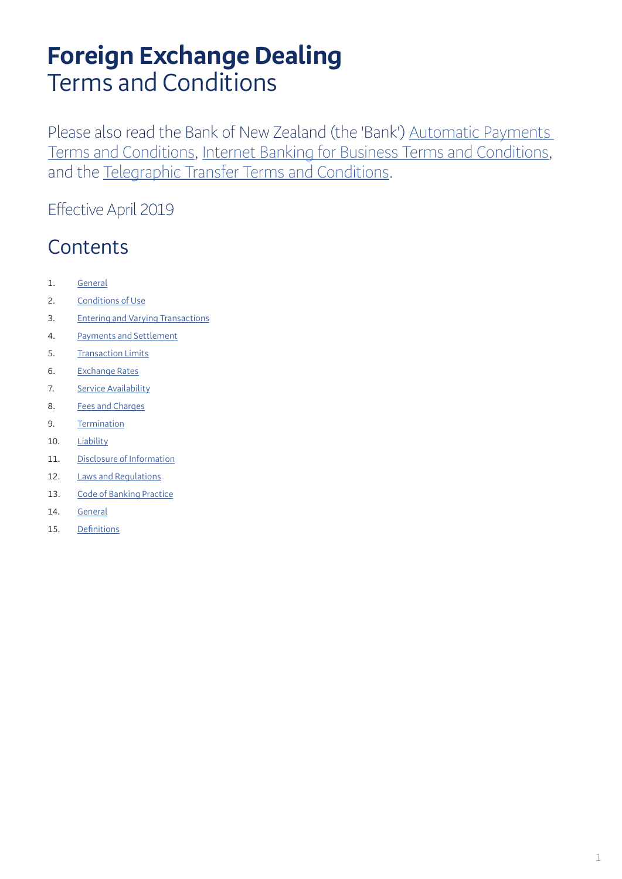# **Foreign Exchange Dealing**
Terms and Conditions

Please also read the Bank of New Zealand (the 'Bank') Automatic Payments Terms and Conditions, Internet Banking for Business Terms and Conditions, and the Telegraphic Transfer Terms and Conditions.

Effective April 2019

## Contents

1. General
2. Conditions of Use
3. Entering and Varying Transactions
4. Payments and Settlement
5. Transaction Limits
6. Exchange Rates
7. Service Availability
8. Fees and Charges
9. Termination
10. Liability
11. Disclosure of Information
12. Laws and Regulations
13. Code of Banking Practice
14. General
15. Definitions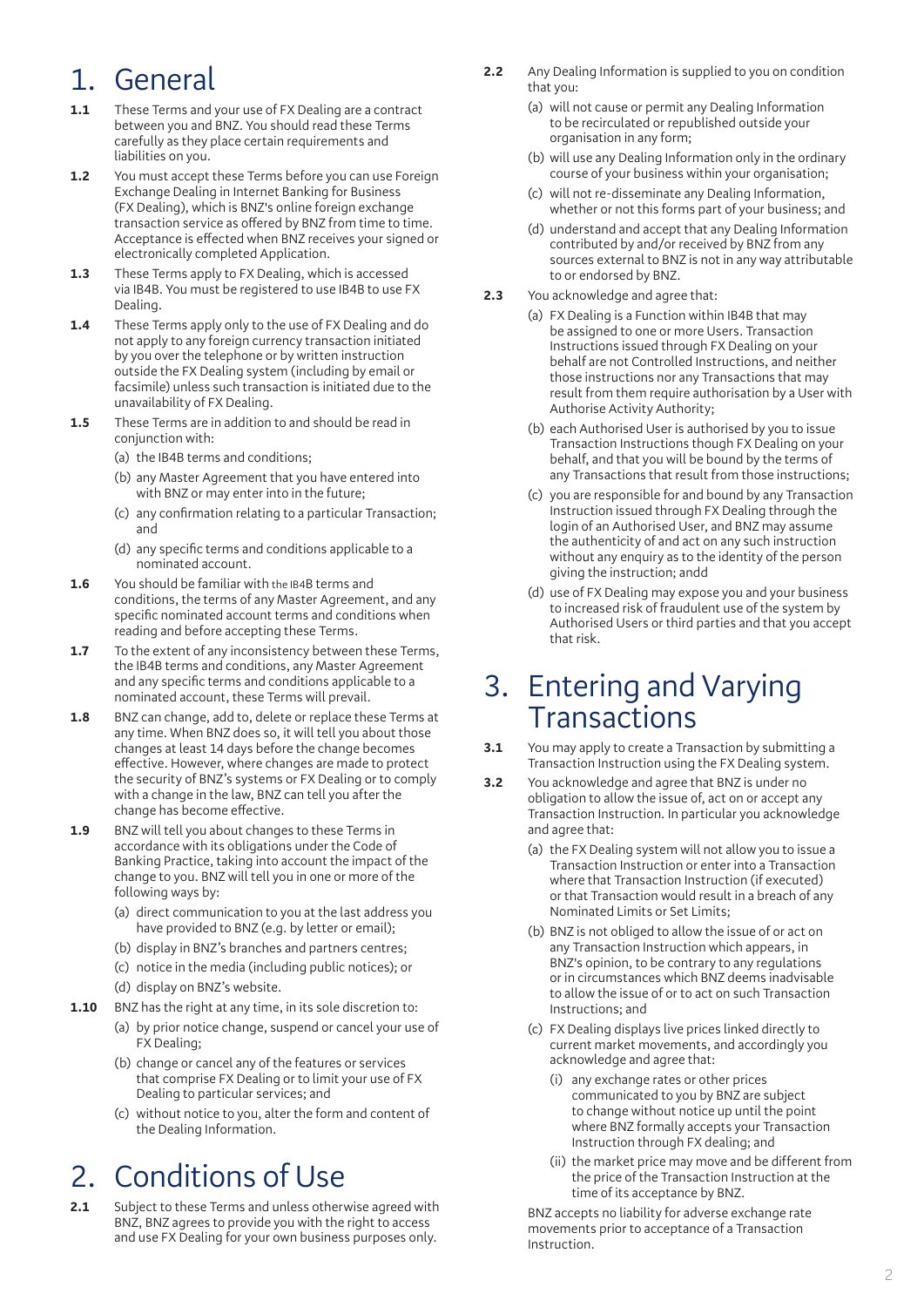# 1. General

**1.1** These Terms and your use of FX Dealing are a contract between you and BNZ. You should read these Terms carefully as they place certain requirements and liabilities on you.

**1.2** You must accept these Terms before you can use Foreign Exchange Dealing in Internet Banking for Business (FX Dealing), which is BNZ's online foreign exchange transaction service as offered by BNZ from time to time. Acceptance is effected when BNZ receives your signed or electronically completed Application.

**1.3** These Terms apply to FX Dealing, which is accessed via IB4B. You must be registered to use IB4B to use FX Dealing.

**1.4** These Terms apply only to the use of FX Dealing and do not apply to any foreign currency transaction initiated by you over the telephone or by written instruction outside the FX Dealing system (including by email or facsimile) unless such transaction is initiated due to the unavailability of FX Dealing.

**1.5** These Terms are in addition to and should be read in conjunction with:

(a) the IB4B terms and conditions;

(b) any Master Agreement that you have entered into with BNZ or may enter into in the future;

(c) any confirmation relating to a particular Transaction; and

(d) any specific terms and conditions applicable to a nominated account.

**1.6** You should be familiar with the IB4B terms and conditions, the terms of any Master Agreement, and any specific nominated account terms and conditions when reading and before accepting these Terms.

**1.7** To the extent of any inconsistency between these Terms, the IB4B terms and conditions, any Master Agreement and any specific terms and conditions applicable to a nominated account, these Terms will prevail.

**1.8** BNZ can change, add to, delete or replace these Terms at any time. When BNZ does so, it will tell you about those changes at least 14 days before the change becomes effective. However, where changes are made to protect the security of BNZ's systems or FX Dealing or to comply with a change in the law, BNZ can tell you after the change has become effective.

**1.9** BNZ will tell you about changes to these Terms in accordance with its obligations under the Code of Banking Practice, taking into account the impact of the change to you. BNZ will tell you in one or more of the following ways by:

(a) direct communication to you at the last address you have provided to BNZ (e.g. by letter or email);

(b) display in BNZ's branches and partners centres;

(c) notice in the media (including public notices); or

(d) display on BNZ's website.

**1.10** BNZ has the right at any time, in its sole discretion to:

(a) by prior notice change, suspend or cancel your use of FX Dealing;

(b) change or cancel any of the features or services that comprise FX Dealing or to limit your use of FX Dealing to particular services; and

(c) without notice to you, alter the form and content of the Dealing Information.

# 2. Conditions of Use

**2.1** Subject to these Terms and unless otherwise agreed with BNZ, BNZ agrees to provide you with the right to access and use FX Dealing for your own business purposes only.

**2.2** Any Dealing Information is supplied to you on condition that you:

(a) will not cause or permit any Dealing Information to be recirculated or republished outside your organisation in any form;

(b) will use any Dealing Information only in the ordinary course of your business within your organisation;

(c) will not re-disseminate any Dealing Information, whether or not this forms part of your business; and

(d) understand and accept that any Dealing Information contributed by and/or received by BNZ from any sources external to BNZ is not in any way attributable to or endorsed by BNZ.

**2.3** You acknowledge and agree that:

(a) FX Dealing is a Function within IB4B that may be assigned to one or more Users. Transaction Instructions issued through FX Dealing on your behalf are not Controlled Instructions, and neither those instructions nor any Transactions that may result from them require authorisation by a User with Authorise Activity Authority;

(b) each Authorised User is authorised by you to issue Transaction Instructions though FX Dealing on your behalf, and that you will be bound by the terms of any Transactions that result from those instructions;

(c) you are responsible for and bound by any Transaction Instruction issued through FX Dealing through the login of an Authorised User, and BNZ may assume the authenticity of and act on any such instruction without any enquiry as to the identity of the person giving the instruction; andd

(d) use of FX Dealing may expose you and your business to increased risk of fraudulent use of the system by Authorised Users or third parties and that you accept that risk.

# 3. Entering and Varying Transactions

**3.1** You may apply to create a Transaction by submitting a Transaction Instruction using the FX Dealing system.

**3.2** You acknowledge and agree that BNZ is under no obligation to allow the issue of, act on or accept any Transaction Instruction. In particular you acknowledge and agree that:

(a) the FX Dealing system will not allow you to issue a Transaction Instruction or enter into a Transaction where that Transaction Instruction (if executed) or that Transaction would result in a breach of any Nominated Limits or Set Limits;

(b) BNZ is not obliged to allow the issue of or act on any Transaction Instruction which appears, in BNZ's opinion, to be contrary to any regulations or in circumstances which BNZ deems inadvisable to allow the issue of or to act on such Transaction Instructions; and

(c) FX Dealing displays live prices linked directly to current market movements, and accordingly you acknowledge and agree that:

(i) any exchange rates or other prices communicated to you by BNZ are subject to change without notice up until the point where BNZ formally accepts your Transaction Instruction through FX dealing; and

(ii) the market price may move and be different from the price of the Transaction Instruction at the time of its acceptance by BNZ.

BNZ accepts no liability for adverse exchange rate movements prior to acceptance of a Transaction Instruction.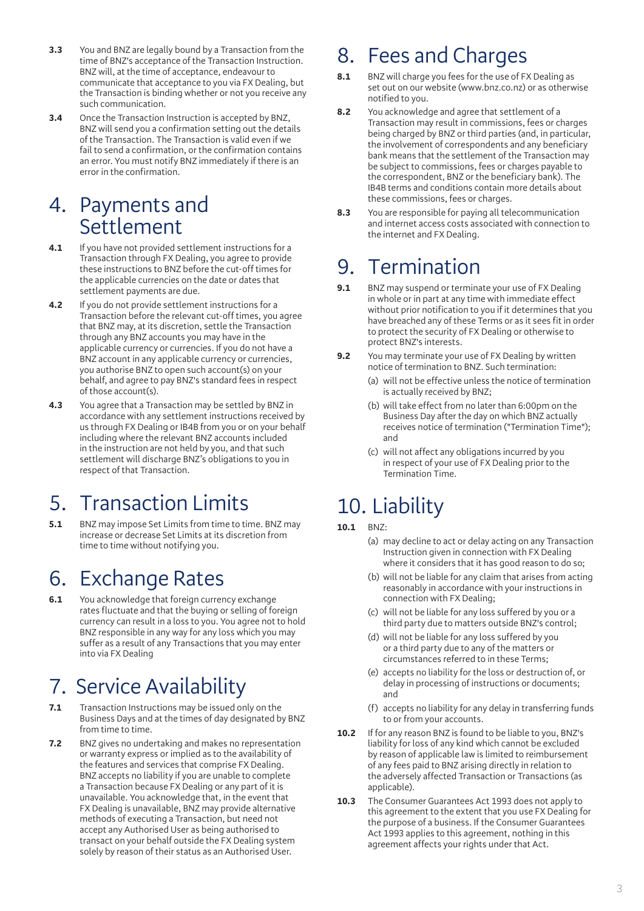**3.3** You and BNZ are legally bound by a Transaction from the time of BNZ's acceptance of the Transaction Instruction. BNZ will, at the time of acceptance, endeavour to communicate that acceptance to you via FX Dealing, but the Transaction is binding whether or not you receive any such communication.

**3.4** Once the Transaction Instruction is accepted by BNZ, BNZ will send you a confirmation setting out the details of the Transaction. The Transaction is valid even if we fail to send a confirmation, or the confirmation contains an error. You must notify BNZ immediately if there is an error in the confirmation.

# 4. Payments and Settlement

**4.1** If you have not provided settlement instructions for a Transaction through FX Dealing, you agree to provide these instructions to BNZ before the cut-off times for the applicable currencies on the date or dates that settlement payments are due.

**4.2** If you do not provide settlement instructions for a Transaction before the relevant cut-off times, you agree that BNZ may, at its discretion, settle the Transaction through any BNZ accounts you may have in the applicable currency or currencies. If you do not have a BNZ account in any applicable currency or currencies, you authorise BNZ to open such account(s) on your behalf, and agree to pay BNZ's standard fees in respect of those account(s).

**4.3** You agree that a Transaction may be settled by BNZ in accordance with any settlement instructions received by us through FX Dealing or IB4B from you or on your behalf including where the relevant BNZ accounts included in the instruction are not held by you, and that such settlement will discharge BNZ's obligations to you in respect of that Transaction.

# 5. Transaction Limits

**5.1** BNZ may impose Set Limits from time to time. BNZ may increase or decrease Set Limits at its discretion from time to time without notifying you.

# 6. Exchange Rates

**6.1** You acknowledge that foreign currency exchange rates fluctuate and that the buying or selling of foreign currency can result in a loss to you. You agree not to hold BNZ responsible in any way for any loss which you may suffer as a result of any Transactions that you may enter into via FX Dealing

# 7. Service Availability

**7.1** Transaction Instructions may be issued only on the Business Days and at the times of day designated by BNZ from time to time.

**7.2** BNZ gives no undertaking and makes no representation or warranty express or implied as to the availability of the features and services that comprise FX Dealing. BNZ accepts no liability if you are unable to complete a Transaction because FX Dealing or any part of it is unavailable. You acknowledge that, in the event that FX Dealing is unavailable, BNZ may provide alternative methods of executing a Transaction, but need not accept any Authorised User as being authorised to transact on your behalf outside the FX Dealing system solely by reason of their status as an Authorised User.

# 8. Fees and Charges

**8.1** BNZ will charge you fees for the use of FX Dealing as set out on our website (www.bnz.co.nz) or as otherwise notified to you.

**8.2** You acknowledge and agree that settlement of a Transaction may result in commissions, fees or charges being charged by BNZ or third parties (and, in particular, the involvement of correspondents and any beneficiary bank means that the settlement of the Transaction may be subject to commissions, fees or charges payable to the correspondent, BNZ or the beneficiary bank). The IB4B terms and conditions contain more details about these commissions, fees or charges.

**8.3** You are responsible for paying all telecommunication and internet access costs associated with connection to the internet and FX Dealing.

# 9. Termination

**9.1** BNZ may suspend or terminate your use of FX Dealing in whole or in part at any time with immediate effect without prior notification to you if it determines that you have breached any of these Terms or as it sees fit in order to protect the security of FX Dealing or otherwise to protect BNZ's interests.

**9.2** You may terminate your use of FX Dealing by written notice of termination to BNZ. Such termination:

(a) will not be effective unless the notice of termination is actually received by BNZ;

(b) will take effect from no later than 6:00pm on the Business Day after the day on which BNZ actually receives notice of termination ("Termination Time"); and

(c) will not affect any obligations incurred by you in respect of your use of FX Dealing prior to the Termination Time.

# 10. Liability

**10.1** BNZ:

(a) may decline to act or delay acting on any Transaction Instruction given in connection with FX Dealing where it considers that it has good reason to do so;

(b) will not be liable for any claim that arises from acting reasonably in accordance with your instructions in connection with FX Dealing;

(c) will not be liable for any loss suffered by you or a third party due to matters outside BNZ's control;

(d) will not be liable for any loss suffered by you or a third party due to any of the matters or circumstances referred to in these Terms;

(e) accepts no liability for the loss or destruction of, or delay in processing of instructions or documents; and

(f) accepts no liability for any delay in transferring funds to or from your accounts.

**10.2** If for any reason BNZ is found to be liable to you, BNZ's liability for loss of any kind which cannot be excluded by reason of applicable law is limited to reimbursement of any fees paid to BNZ arising directly in relation to the adversely affected Transaction or Transactions (as applicable).

**10.3** The Consumer Guarantees Act 1993 does not apply to this agreement to the extent that you use FX Dealing for the purpose of a business. If the Consumer Guarantees Act 1993 applies to this agreement, nothing in this agreement affects your rights under that Act.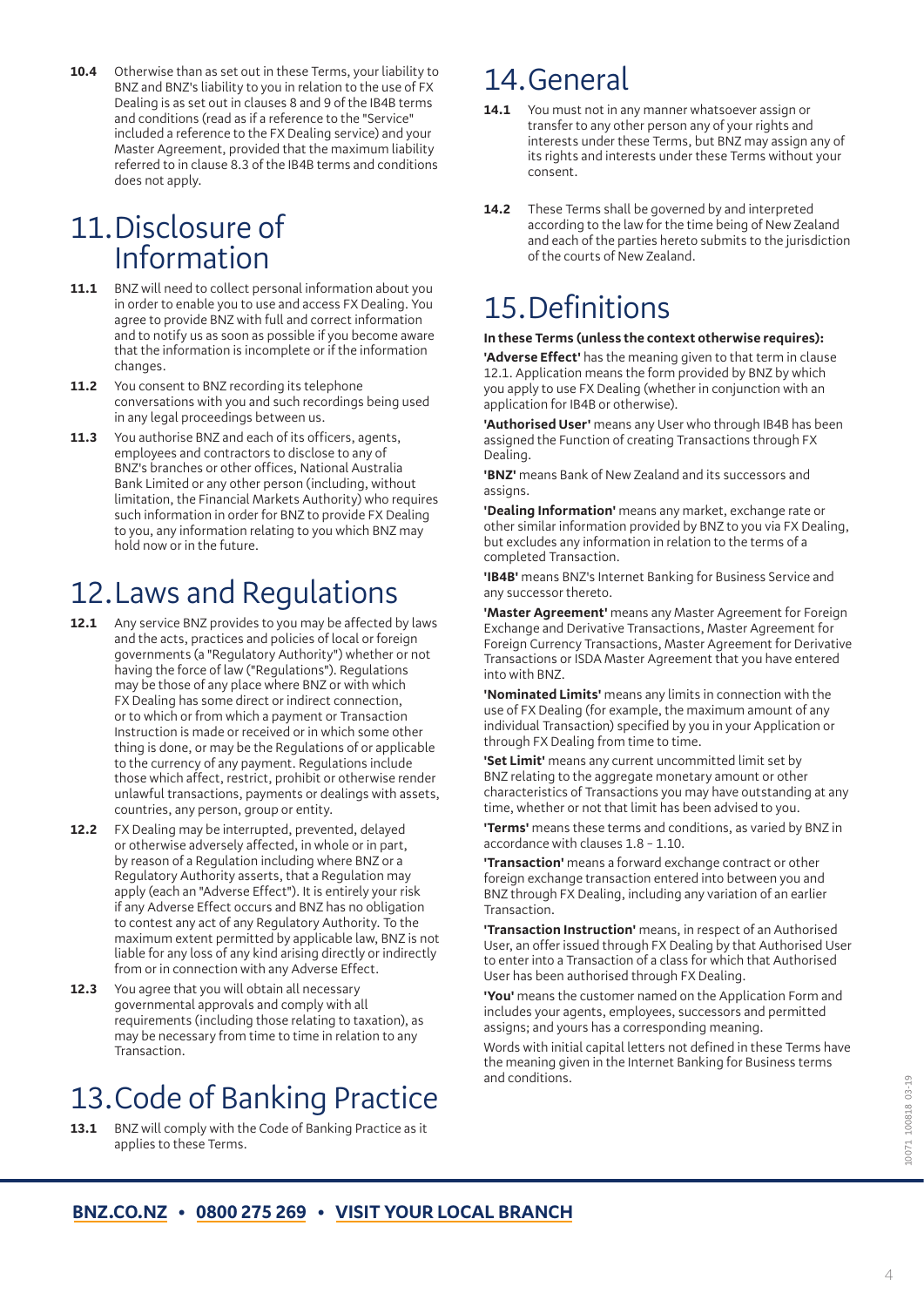**10.4** Otherwise than as set out in these Terms, your liability to BNZ and BNZ's liability to you in relation to the use of FX Dealing is as set out in clauses 8 and 9 of the IB4B terms and conditions (read as if a reference to the "Service" included a reference to the FX Dealing service) and your Master Agreement, provided that the maximum liability referred to in clause 8.3 of the IB4B terms and conditions does not apply.

## 11. Disclosure of Information

**11.1** BNZ will need to collect personal information about you in order to enable you to use and access FX Dealing. You agree to provide BNZ with full and correct information and to notify us as soon as possible if you become aware that the information is incomplete or if the information changes.

**11.2** You consent to BNZ recording its telephone conversations with you and such recordings being used in any legal proceedings between us.

**11.3** You authorise BNZ and each of its officers, agents, employees and contractors to disclose to any of BNZ's branches or other offices, National Australia Bank Limited or any other person (including, without limitation, the Financial Markets Authority) who requires such information in order for BNZ to provide FX Dealing to you, any information relating to you which BNZ may hold now or in the future.

## 12. Laws and Regulations

**12.1** Any service BNZ provides to you may be affected by laws and the acts, practices and policies of local or foreign governments (a "Regulatory Authority") whether or not having the force of law ("Regulations"). Regulations may be those of any place where BNZ or with which FX Dealing has some direct or indirect connection, or to which or from which a payment or Transaction Instruction is made or received or in which some other thing is done, or may be the Regulations of or applicable to the currency of any payment. Regulations include those which affect, restrict, prohibit or otherwise render unlawful transactions, payments or dealings with assets, countries, any person, group or entity.

**12.2** FX Dealing may be interrupted, prevented, delayed or otherwise adversely affected, in whole or in part, by reason of a Regulation including where BNZ or a Regulatory Authority asserts, that a Regulation may apply (each an "Adverse Effect"). It is entirely your risk if any Adverse Effect occurs and BNZ has no obligation to contest any act of any Regulatory Authority. To the maximum extent permitted by applicable law, BNZ is not liable for any loss of any kind arising directly or indirectly from or in connection with any Adverse Effect.

**12.3** You agree that you will obtain all necessary governmental approvals and comply with all requirements (including those relating to taxation), as may be necessary from time to time in relation to any Transaction.

## 13. Code of Banking Practice

**13.1** BNZ will comply with the Code of Banking Practice as it applies to these Terms.

## 14. General

**14.1** You must not in any manner whatsoever assign or transfer to any other person any of your rights and interests under these Terms, but BNZ may assign any of its rights and interests under these Terms without your consent.

**14.2** These Terms shall be governed by and interpreted according to the law for the time being of New Zealand and each of the parties hereto submits to the jurisdiction of the courts of New Zealand.

## 15. Definitions

**In these Terms (unless the context otherwise requires):**

**'Adverse Effect'** has the meaning given to that term in clause 12.1. Application means the form provided by BNZ by which you apply to use FX Dealing (whether in conjunction with an application for IB4B or otherwise).

**'Authorised User'** means any User who through IB4B has been assigned the Function of creating Transactions through FX Dealing.

**'BNZ'** means Bank of New Zealand and its successors and assigns.

**'Dealing Information'** means any market, exchange rate or other similar information provided by BNZ to you via FX Dealing, but excludes any information in relation to the terms of a completed Transaction.

**'IB4B'** means BNZ's Internet Banking for Business Service and any successor thereto.

**'Master Agreement'** means any Master Agreement for Foreign Exchange and Derivative Transactions, Master Agreement for Foreign Currency Transactions, Master Agreement for Derivative Transactions or ISDA Master Agreement that you have entered into with BNZ.

**'Nominated Limits'** means any limits in connection with the use of FX Dealing (for example, the maximum amount of any individual Transaction) specified by you in your Application or through FX Dealing from time to time.

**'Set Limit'** means any current uncommitted limit set by BNZ relating to the aggregate monetary amount or other characteristics of Transactions you may have outstanding at any time, whether or not that limit has been advised to you.

**'Terms'** means these terms and conditions, as varied by BNZ in accordance with clauses 1.8 – 1.10.

**'Transaction'** means a forward exchange contract or other foreign exchange transaction entered into between you and BNZ through FX Dealing, including any variation of an earlier Transaction.

**'Transaction Instruction'** means, in respect of an Authorised User, an offer issued through FX Dealing by that Authorised User to enter into a Transaction of a class for which that Authorised User has been authorised through FX Dealing.

**'You'** means the customer named on the Application Form and includes your agents, employees, successors and permitted assigns; and yours has a corresponding meaning.

Words with initial capital letters not defined in these Terms have the meaning given in the Internet Banking for Business terms and conditions.

10071 100818 03-19

**BNZ.CO.NZ • 0800 275 269 • VISIT YOUR LOCAL BRANCH**